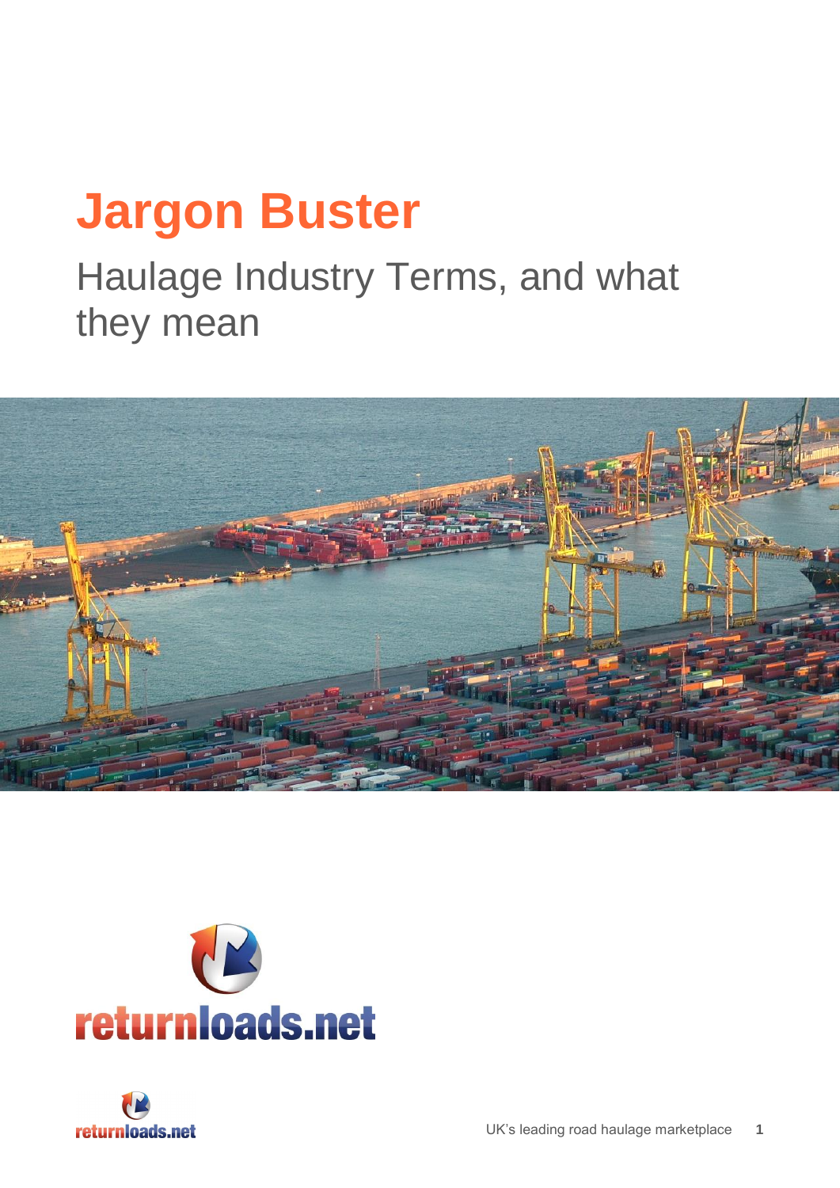# Jargon Buster

## Haulage Industry Terms, and what they mean

returnloads.net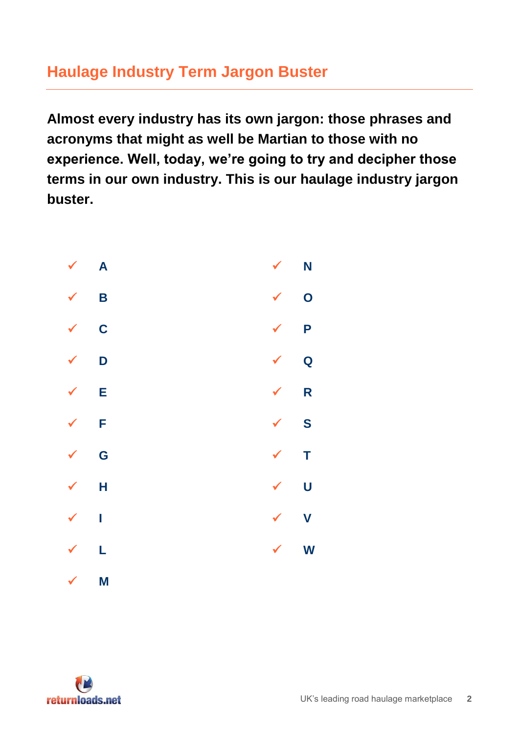## Haulage Industry Term Jargon Buster

**Almost every industry has its own jargon: those phrases and acronyms that might as well be Martian to those with no experience. Well, today, we're going to try and decipher those terms in our own industry. This is our haulage industry jargon buster.**

- ✓ **A**
- ✓ **B**
- ✓ **C**
- ✓ **D**
- ✓ **E**
- ✓ **F**
- ✓ **G**
- ✓ **H**
- ✓ **I**
- ✓ **L**
- ✓ **M**
- ✓ **N**
- ✓ **O**
- ✓ **P**
- ✓ **Q**
- ✓ **R**
- ✓ **S**
- ✓ **T**
- ✓ **U**
- ✓ **V**
- ✓ **W**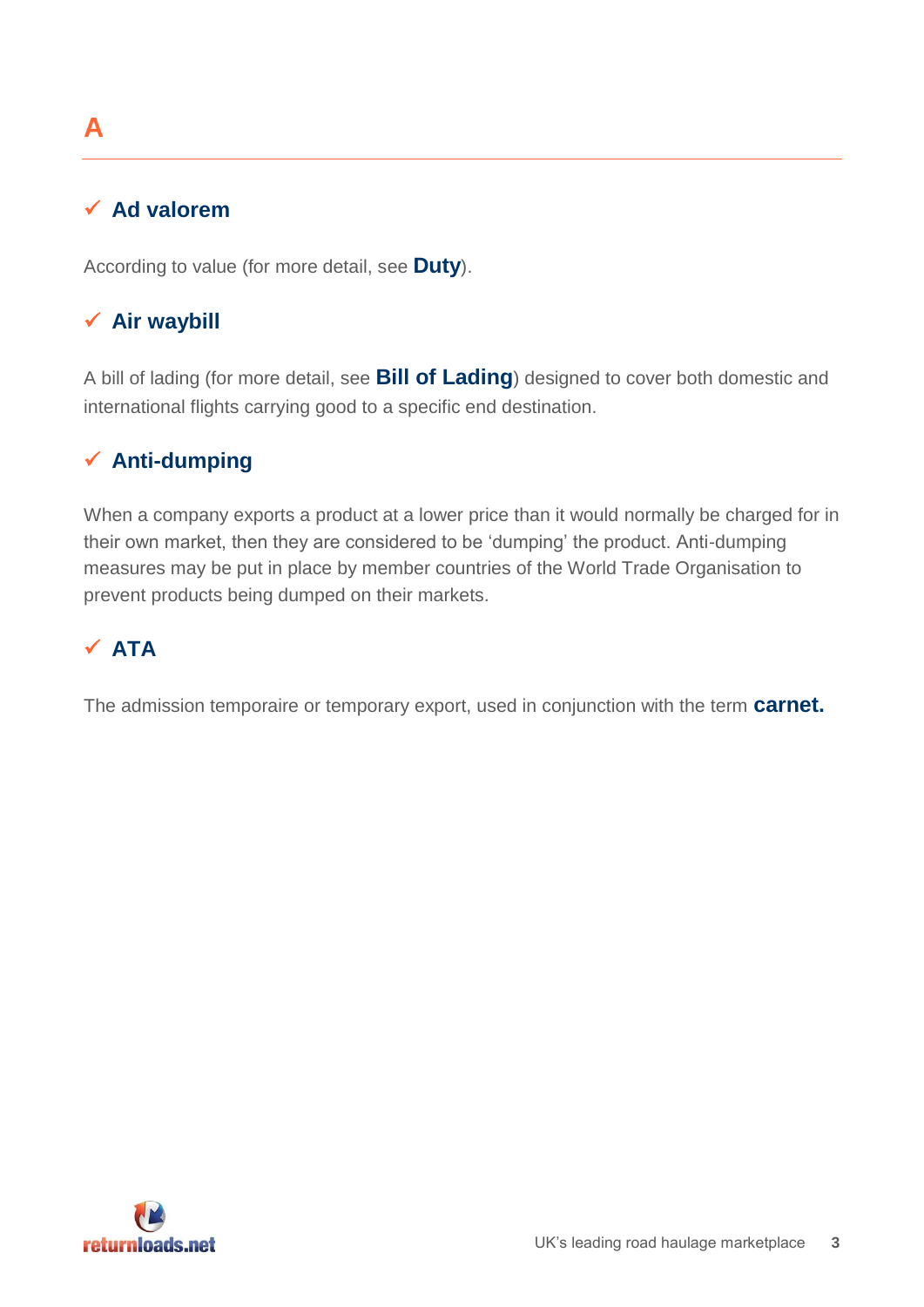# A

## ✓ Ad valorem

According to value (for more detail, see **Duty**).

## ✓ Air waybill

A bill of lading (for more detail, see **Bill of Lading**) designed to cover both domestic and international flights carrying good to a specific end destination.

## ✓ Anti-dumping

When a company exports a product at a lower price than it would normally be charged for in their own market, then they are considered to be 'dumping' the product. Anti-dumping measures may be put in place by member countries of the World Trade Organisation to prevent products being dumped on their markets.

## ✓ ATA

The admission temporaire or temporary export, used in conjunction with the term **carnet.**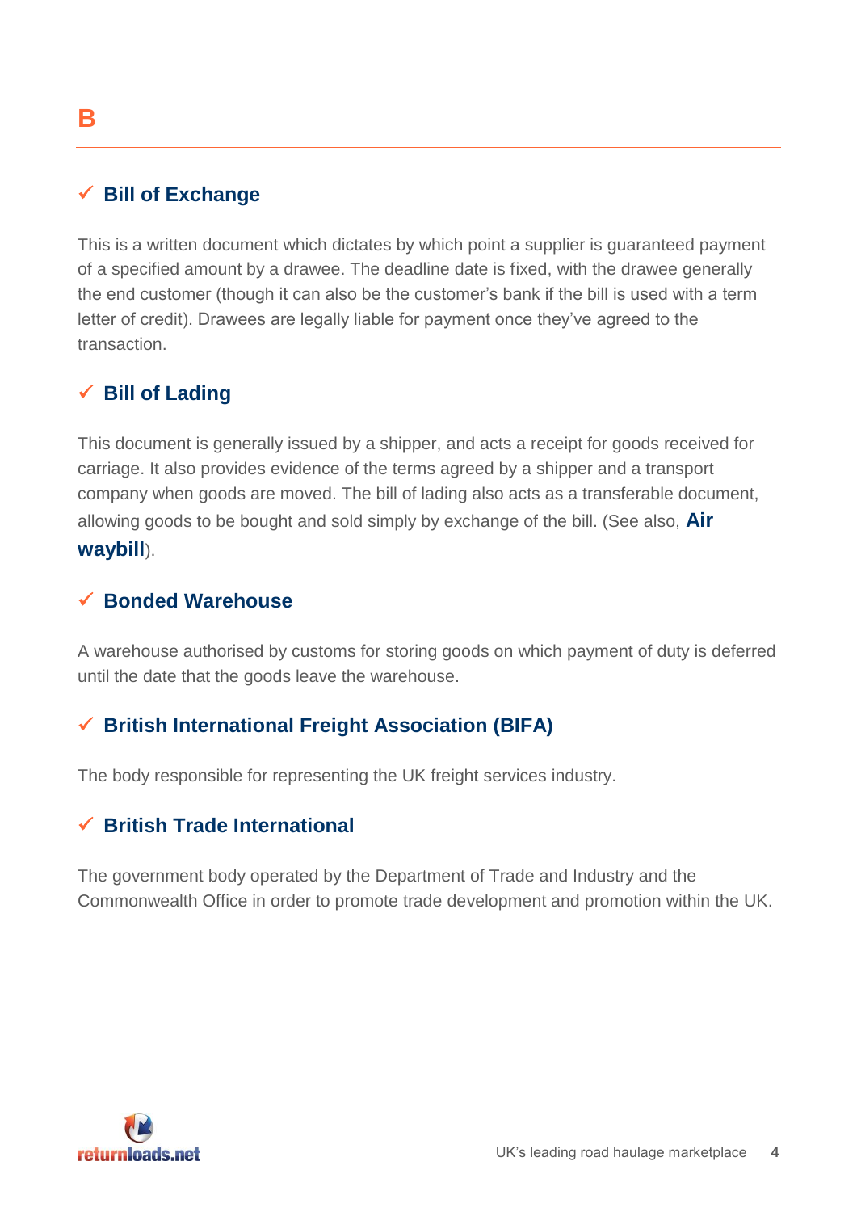# B

### ✓ Bill of Exchange

This is a written document which dictates by which point a supplier is guaranteed payment of a specified amount by a drawee. The deadline date is fixed, with the drawee generally the end customer (though it can also be the customer's bank if the bill is used with a term letter of credit). Drawees are legally liable for payment once they've agreed to the transaction.

### ✓ Bill of Lading

This document is generally issued by a shipper, and acts a receipt for goods received for carriage. It also provides evidence of the terms agreed by a shipper and a transport company when goods are moved. The bill of lading also acts as a transferable document, allowing goods to be bought and sold simply by exchange of the bill. (See also, **Air waybill**).

### ✓ Bonded Warehouse

A warehouse authorised by customs for storing goods on which payment of duty is deferred until the date that the goods leave the warehouse.

### ✓ British International Freight Association (BIFA)

The body responsible for representing the UK freight services industry.

### ✓ British Trade International

The government body operated by the Department of Trade and Industry and the Commonwealth Office in order to promote trade development and promotion within the UK.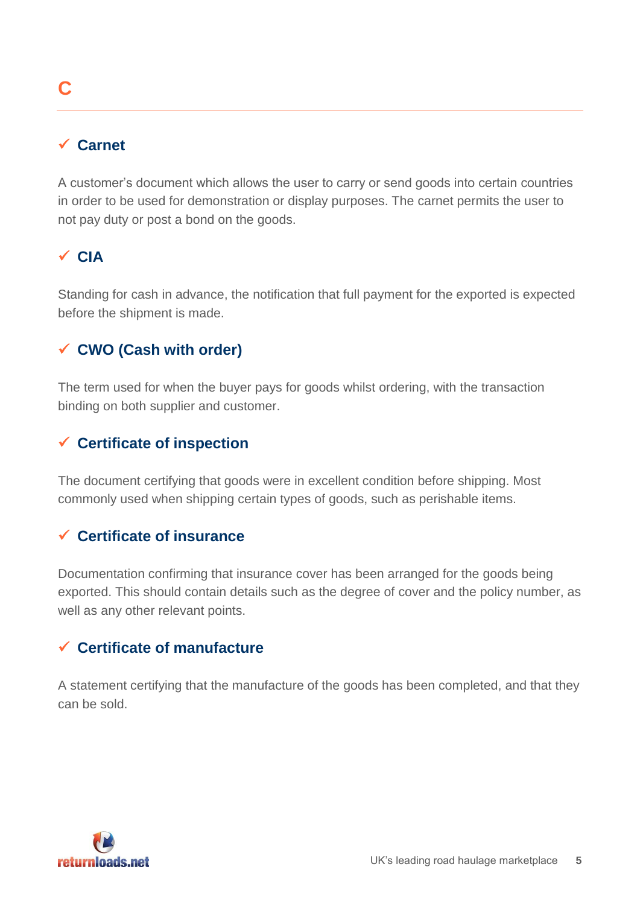# C

### ✓ Carnet

A customer's document which allows the user to carry or send goods into certain countries in order to be used for demonstration or display purposes. The carnet permits the user to not pay duty or post a bond on the goods.

### ✓ CIA

Standing for cash in advance, the notification that full payment for the exported is expected before the shipment is made.

### ✓ CWO (Cash with order)

The term used for when the buyer pays for goods whilst ordering, with the transaction binding on both supplier and customer.

### ✓ Certificate of inspection

The document certifying that goods were in excellent condition before shipping. Most commonly used when shipping certain types of goods, such as perishable items.

### ✓ Certificate of insurance

Documentation confirming that insurance cover has been arranged for the goods being exported. This should contain details such as the degree of cover and the policy number, as well as any other relevant points.

### ✓ Certificate of manufacture

A statement certifying that the manufacture of the goods has been completed, and that they can be sold.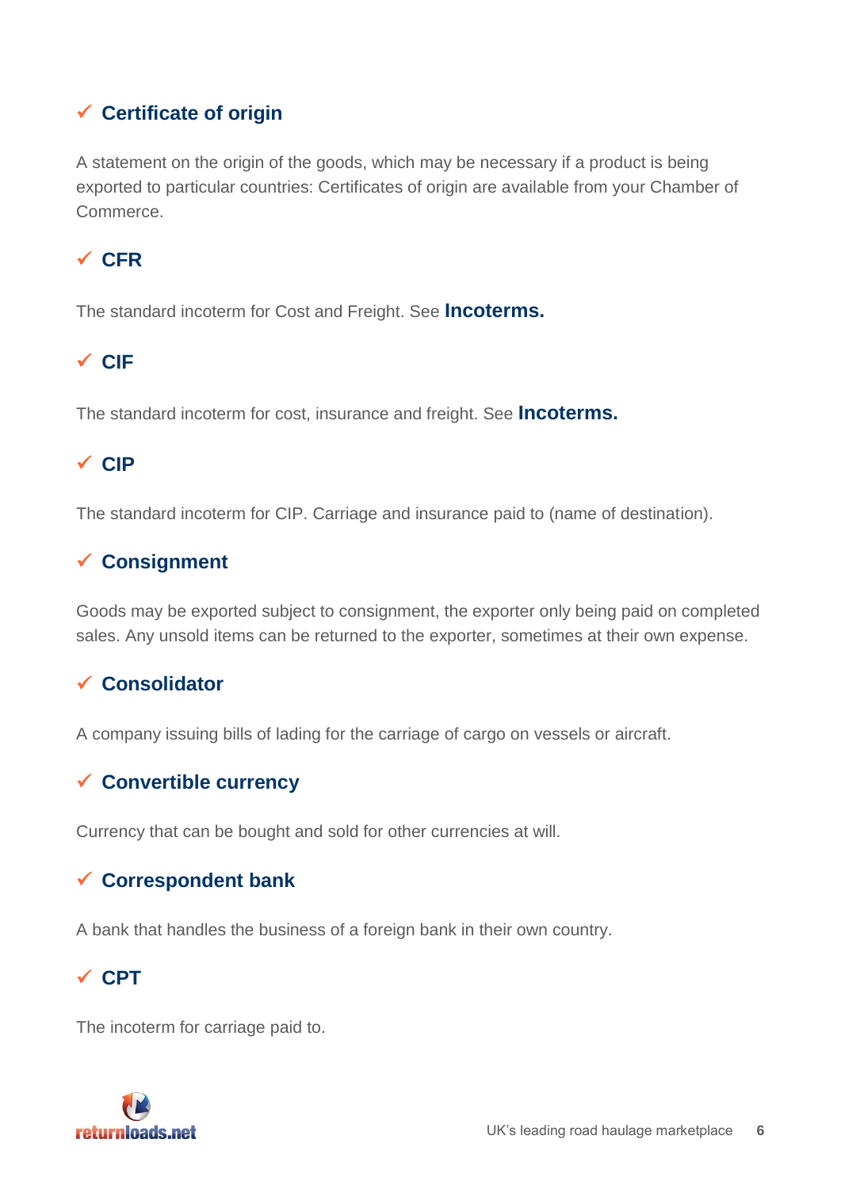### ✓ Certificate of origin

A statement on the origin of the goods, which may be necessary if a product is being exported to particular countries: Certificates of origin are available from your Chamber of Commerce.

### ✓ CFR

The standard incoterm for Cost and Freight. See **Incoterms.**

### ✓ CIF

The standard incoterm for cost, insurance and freight. See **Incoterms.**

### ✓ CIP

The standard incoterm for CIP. Carriage and insurance paid to (name of destination).

### ✓ Consignment

Goods may be exported subject to consignment, the exporter only being paid on completed sales. Any unsold items can be returned to the exporter, sometimes at their own expense.

### ✓ Consolidator

A company issuing bills of lading for the carriage of cargo on vessels or aircraft.

### ✓ Convertible currency

Currency that can be bought and sold for other currencies at will.

### ✓ Correspondent bank

A bank that handles the business of a foreign bank in their own country.

### ✓ CPT

The incoterm for carriage paid to.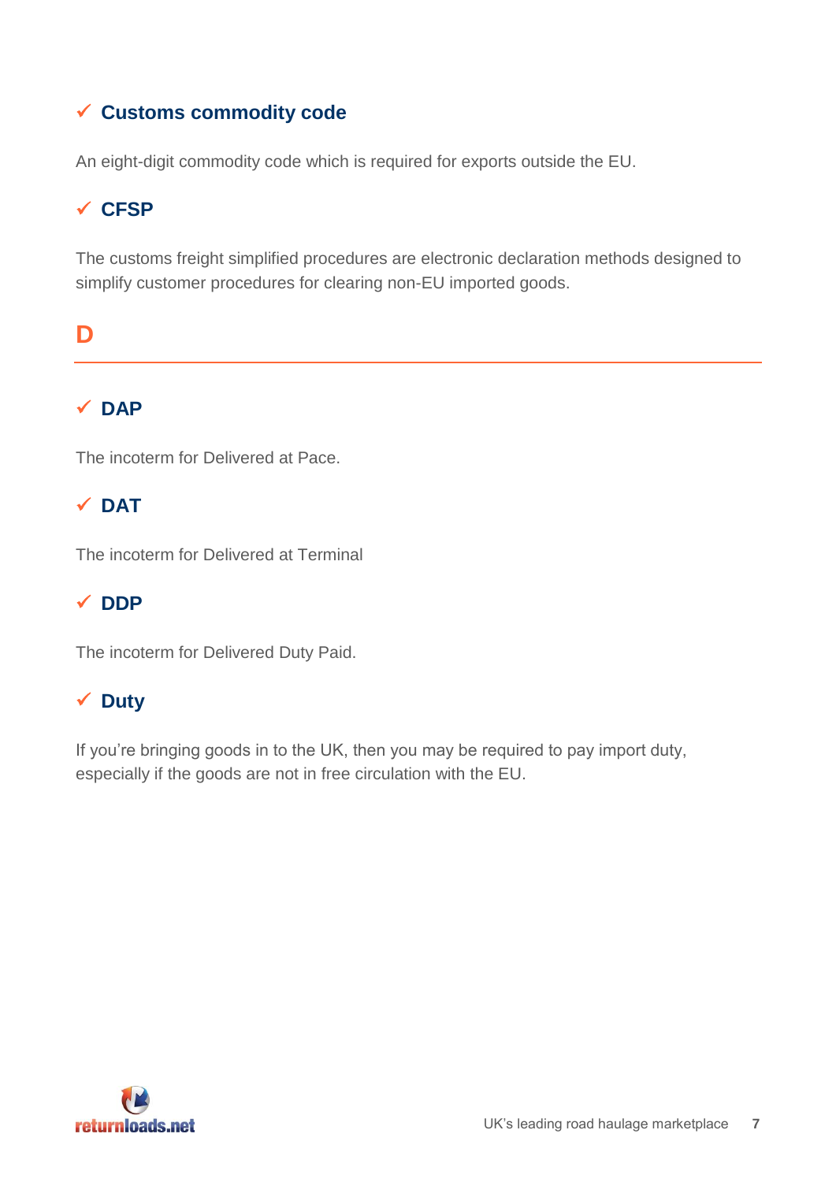### ✓ Customs commodity code

An eight-digit commodity code which is required for exports outside the EU.

### ✓ CFSP

The customs freight simplified procedures are electronic declaration methods designed to simplify customer procedures for clearing non-EU imported goods.

## D

### ✓ DAP

The incoterm for Delivered at Pace.

### ✓ DAT

The incoterm for Delivered at Terminal

### ✓ DDP

The incoterm for Delivered Duty Paid.

### ✓ Duty

If you're bringing goods in to the UK, then you may be required to pay import duty, especially if the goods are not in free circulation with the EU.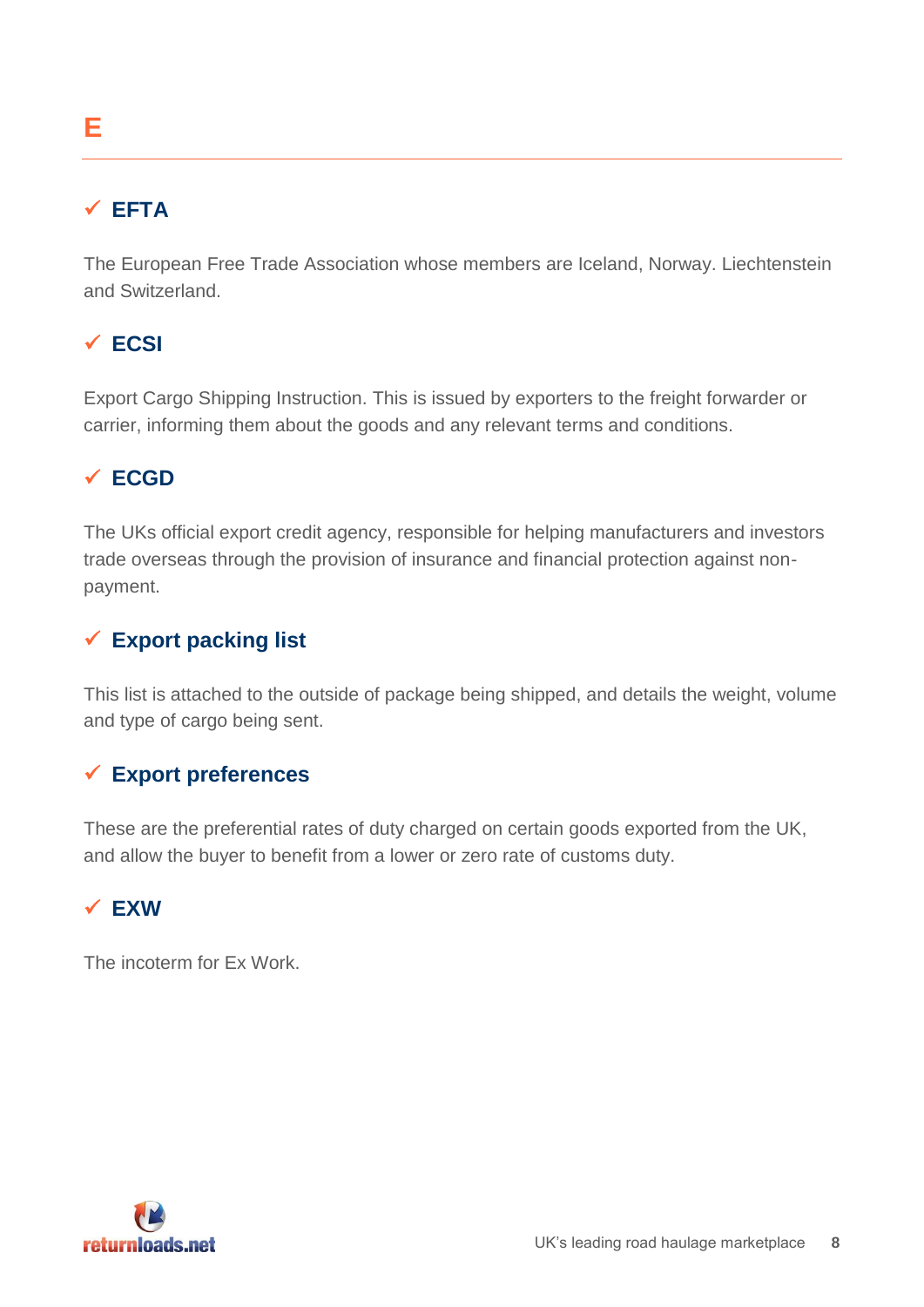# E

### ✓ EFTA

The European Free Trade Association whose members are Iceland, Norway. Liechtenstein and Switzerland.

### ✓ ECSI

Export Cargo Shipping Instruction. This is issued by exporters to the freight forwarder or carrier, informing them about the goods and any relevant terms and conditions.

### ✓ ECGD

The UKs official export credit agency, responsible for helping manufacturers and investors trade overseas through the provision of insurance and financial protection against non-payment.

### ✓ Export packing list

This list is attached to the outside of package being shipped, and details the weight, volume and type of cargo being sent.

### ✓ Export preferences

These are the preferential rates of duty charged on certain goods exported from the UK, and allow the buyer to benefit from a lower or zero rate of customs duty.

### ✓ EXW

The incoterm for Ex Work.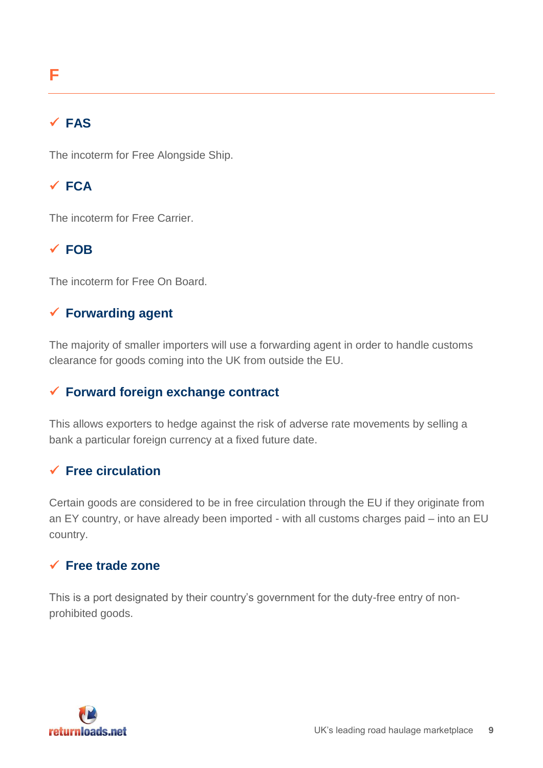# F

### ✓ FAS

The incoterm for Free Alongside Ship.

### ✓ FCA

The incoterm for Free Carrier.

### ✓ FOB

The incoterm for Free On Board.

### ✓ Forwarding agent

The majority of smaller importers will use a forwarding agent in order to handle customs clearance for goods coming into the UK from outside the EU.

### ✓ Forward foreign exchange contract

This allows exporters to hedge against the risk of adverse rate movements by selling a bank a particular foreign currency at a fixed future date.

### ✓ Free circulation

Certain goods are considered to be in free circulation through the EU if they originate from an EY country, or have already been imported - with all customs charges paid – into an EU country.

### ✓ Free trade zone

This is a port designated by their country's government for the duty-free entry of non-prohibited goods.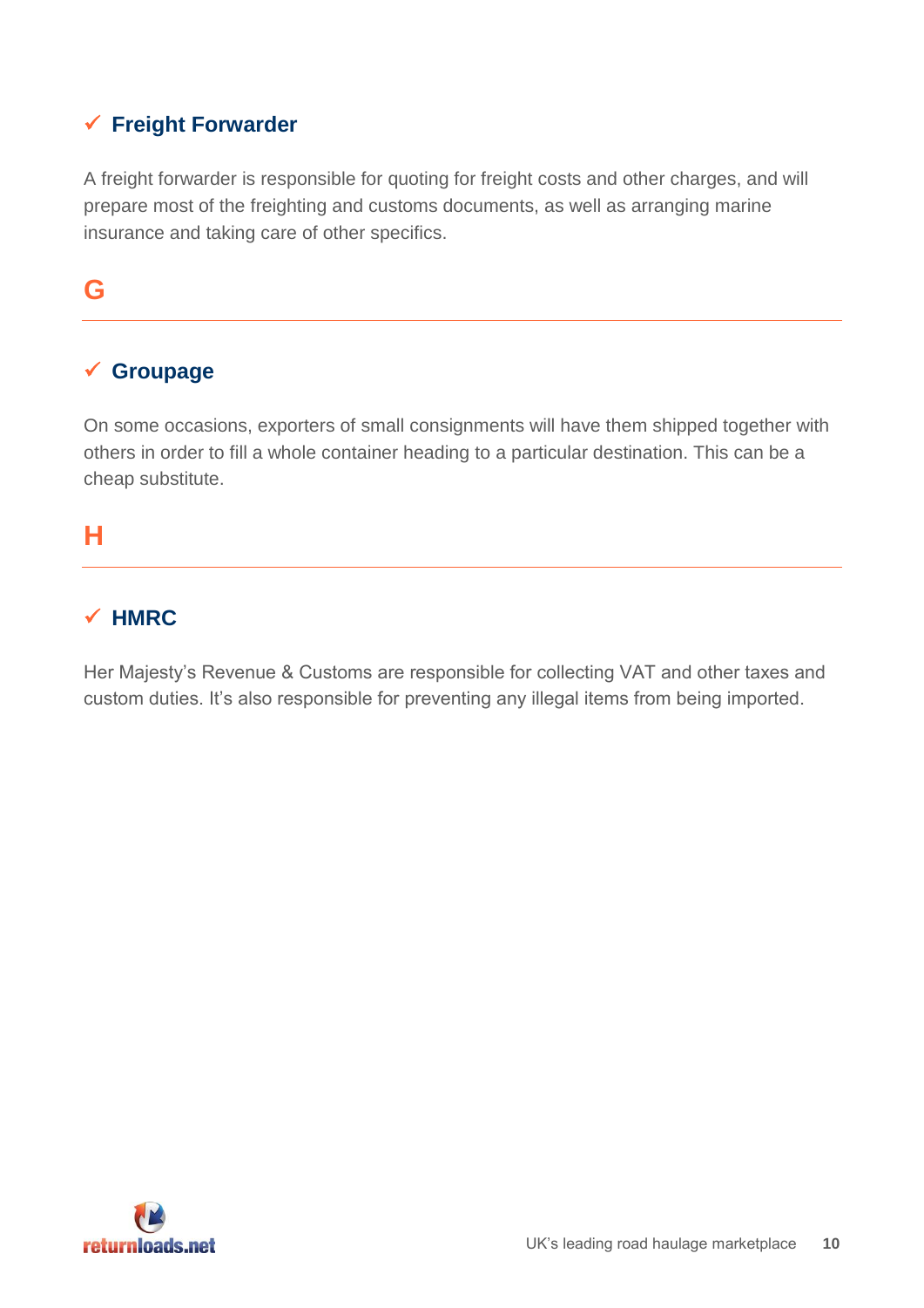### ✓ Freight Forwarder

A freight forwarder is responsible for quoting for freight costs and other charges, and will prepare most of the freighting and customs documents, as well as arranging marine insurance and taking care of other specifics.

## G

---

### ✓ Groupage

On some occasions, exporters of small consignments will have them shipped together with others in order to fill a whole container heading to a particular destination. This can be a cheap substitute.

## H

---

### ✓ HMRC

Her Majesty's Revenue & Customs are responsible for collecting VAT and other taxes and custom duties. It's also responsible for preventing any illegal items from being imported.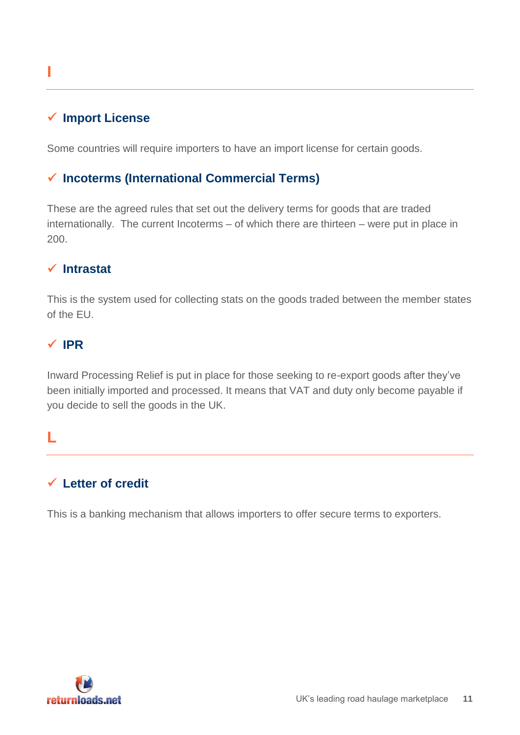## I

### ✓ Import License

Some countries will require importers to have an import license for certain goods.

### ✓ Incoterms (International Commercial Terms)

These are the agreed rules that set out the delivery terms for goods that are traded internationally.  The current Incoterms – of which there are thirteen – were put in place in 200.

### ✓ Intrastat

This is the system used for collecting stats on the goods traded between the member states of the EU.

### ✓ IPR

Inward Processing Relief is put in place for those seeking to re-export goods after they've been initially imported and processed. It means that VAT and duty only become payable if you decide to sell the goods in the UK.

## L

### ✓ Letter of credit

This is a banking mechanism that allows importers to offer secure terms to exporters.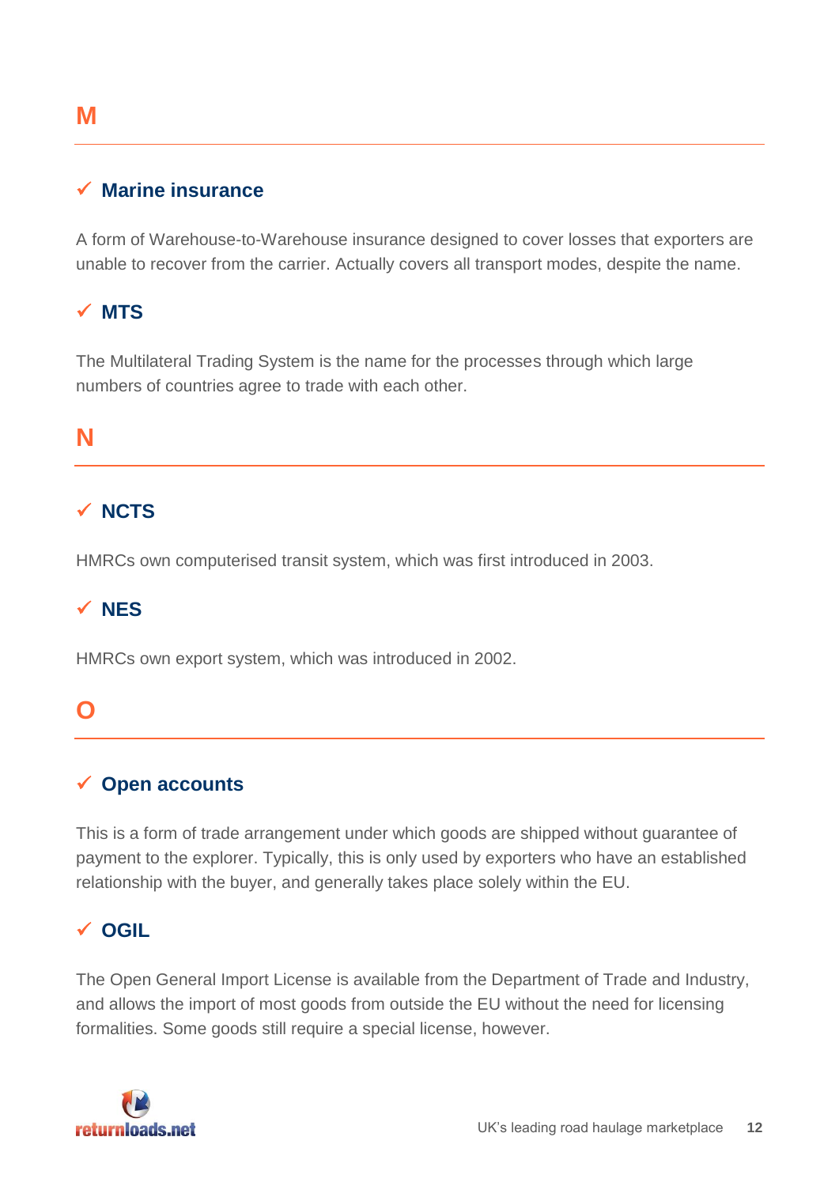## M

### ✓ Marine insurance

A form of Warehouse-to-Warehouse insurance designed to cover losses that exporters are unable to recover from the carrier. Actually covers all transport modes, despite the name.

### ✓ MTS

The Multilateral Trading System is the name for the processes through which large numbers of countries agree to trade with each other.

## N

### ✓ NCTS

HMRCs own computerised transit system, which was first introduced in 2003.

### ✓ NES

HMRCs own export system, which was introduced in 2002.

## O

### ✓ Open accounts

This is a form of trade arrangement under which goods are shipped without guarantee of payment to the explorer. Typically, this is only used by exporters who have an established relationship with the buyer, and generally takes place solely within the EU.

### ✓ OGIL

The Open General Import License is available from the Department of Trade and Industry, and allows the import of most goods from outside the EU without the need for licensing formalities. Some goods still require a special license, however.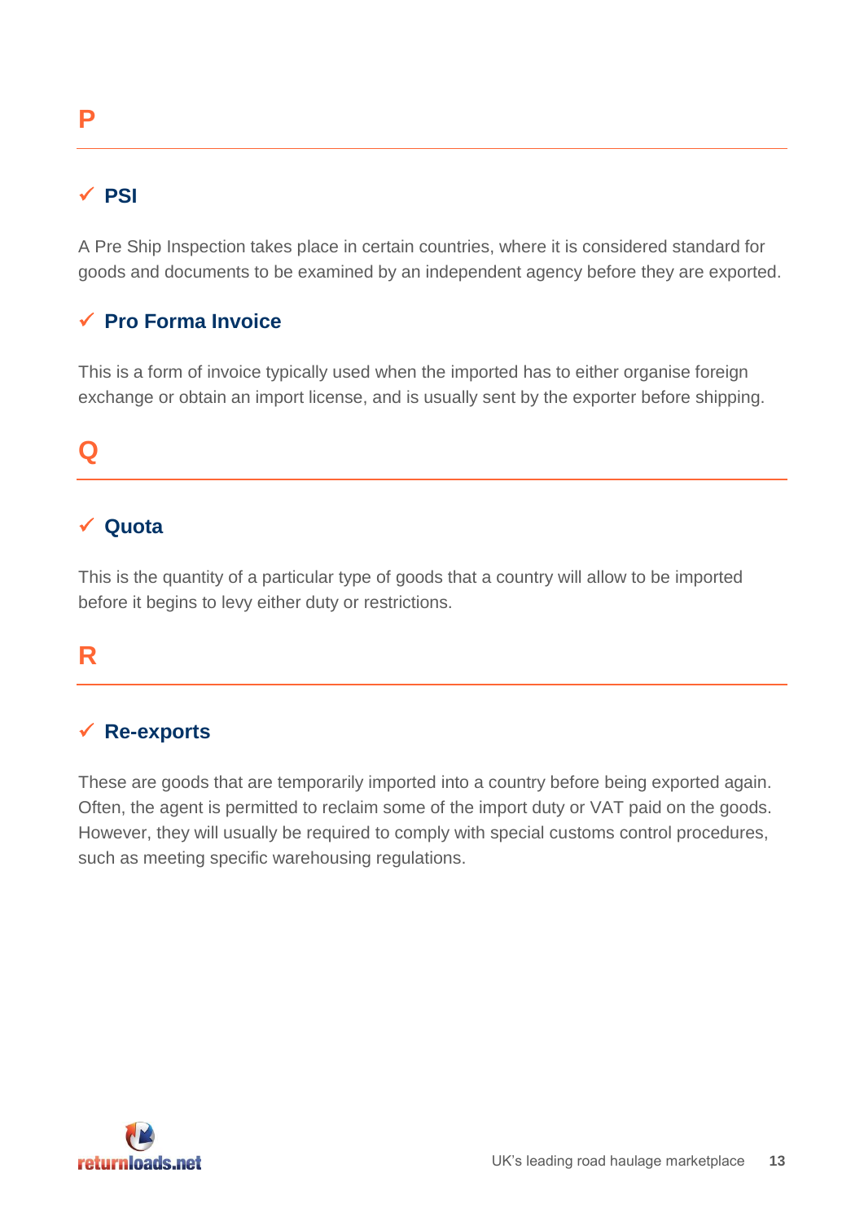# P

### ✓ PSI

A Pre Ship Inspection takes place in certain countries, where it is considered standard for goods and documents to be examined by an independent agency before they are exported.

### ✓ Pro Forma Invoice

This is a form of invoice typically used when the imported has to either organise foreign exchange or obtain an import license, and is usually sent by the exporter before shipping.

# Q

### ✓ Quota

This is the quantity of a particular type of goods that a country will allow to be imported before it begins to levy either duty or restrictions.

# R

### ✓ Re-exports

These are goods that are temporarily imported into a country before being exported again. Often, the agent is permitted to reclaim some of the import duty or VAT paid on the goods. However, they will usually be required to comply with special customs control procedures, such as meeting specific warehousing regulations.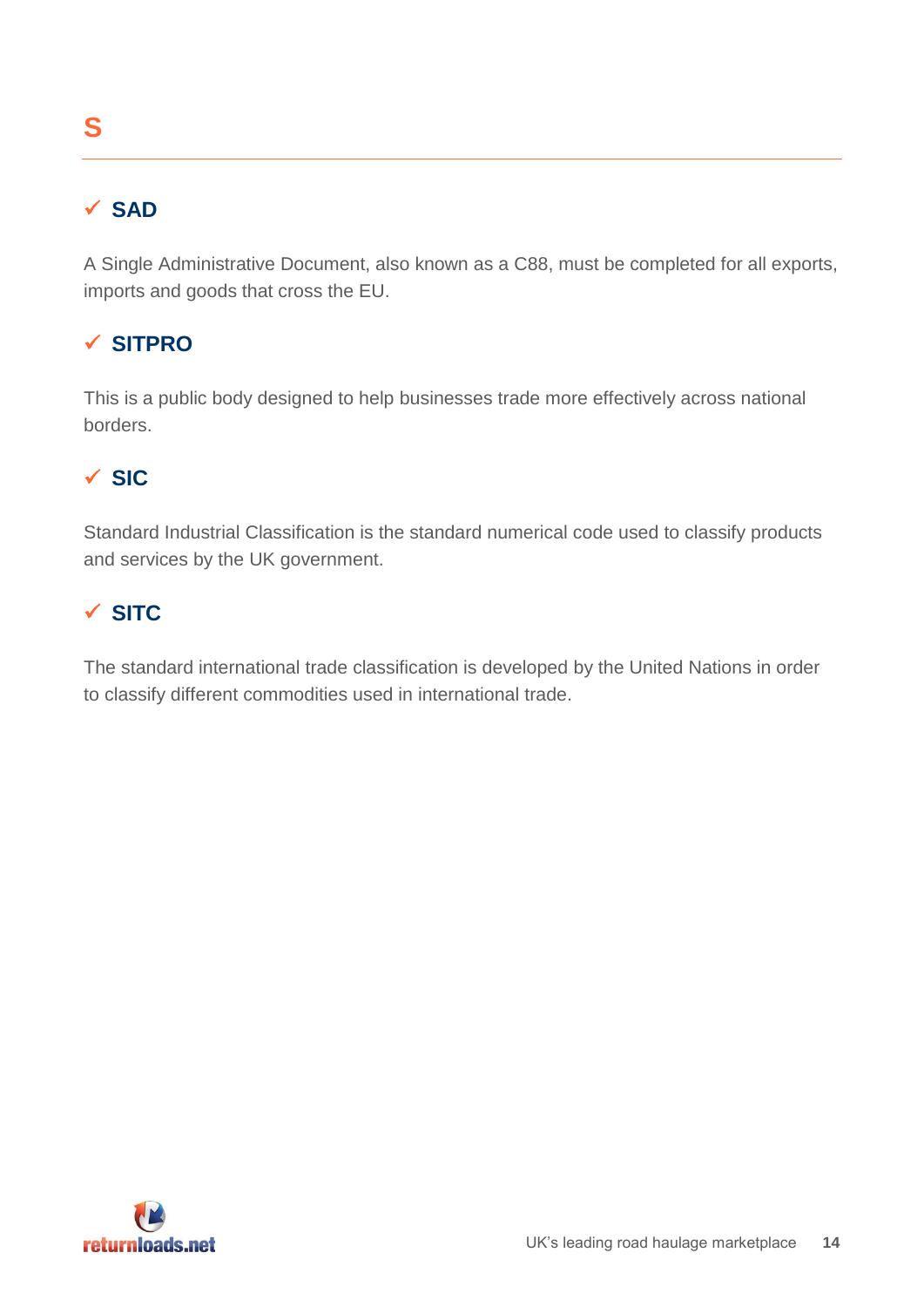# S

## ✓ SAD

A Single Administrative Document, also known as a C88, must be completed for all exports, imports and goods that cross the EU.

## ✓ SITPRO

This is a public body designed to help businesses trade more effectively across national borders.

## ✓ SIC

Standard Industrial Classification is the standard numerical code used to classify products and services by the UK government.

## ✓ SITC

The standard international trade classification is developed by the United Nations in order to classify different commodities used in international trade.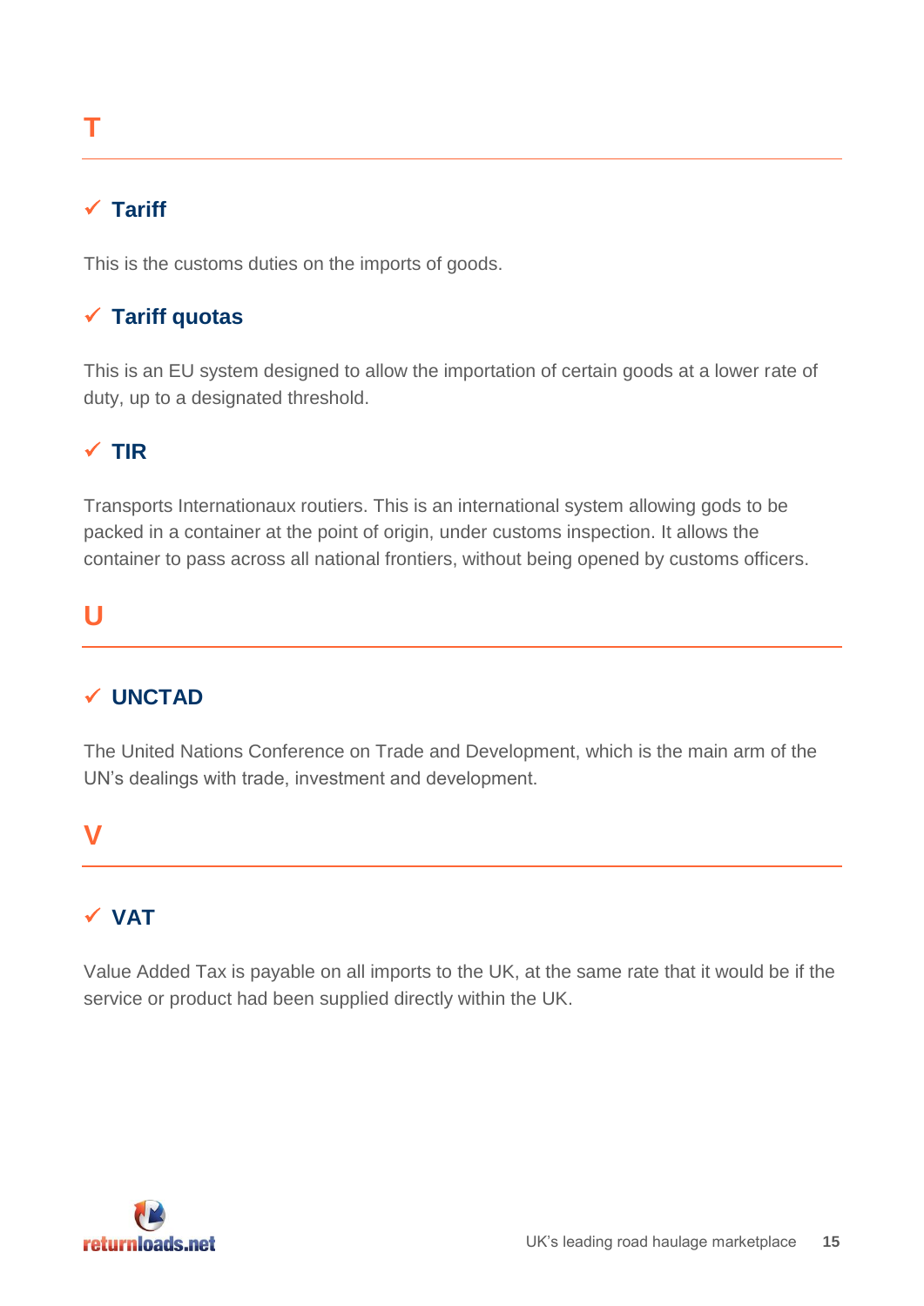## T

### ✓ Tariff

This is the customs duties on the imports of goods.

### ✓ Tariff quotas

This is an EU system designed to allow the importation of certain goods at a lower rate of duty, up to a designated threshold.

### ✓ TIR

Transports Internationaux routiers. This is an international system allowing gods to be packed in a container at the point of origin, under customs inspection. It allows the container to pass across all national frontiers, without being opened by customs officers.

## U

### ✓ UNCTAD

The United Nations Conference on Trade and Development, which is the main arm of the UN's dealings with trade, investment and development.

## V

### ✓ VAT

Value Added Tax is payable on all imports to the UK, at the same rate that it would be if the service or product had been supplied directly within the UK.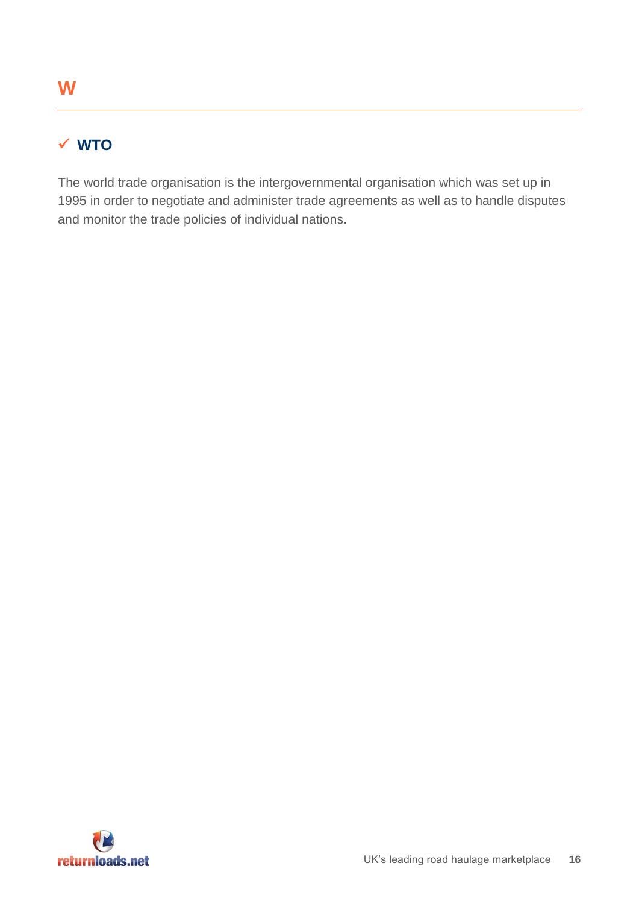# W

### ✓ WTO

The world trade organisation is the intergovernmental organisation which was set up in 1995 in order to negotiate and administer trade agreements as well as to handle disputes and monitor the trade policies of individual nations.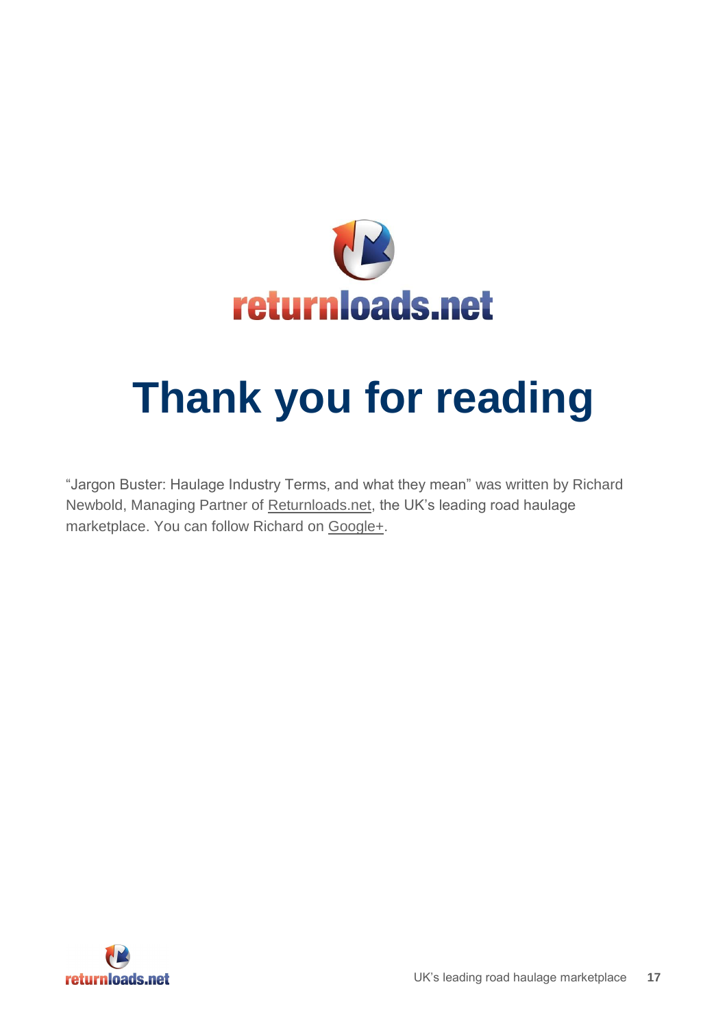returnloads.net

# Thank you for reading

"Jargon Buster: Haulage Industry Terms, and what they mean" was written by Richard Newbold, Managing Partner of Returnloads.net, the UK's leading road haulage marketplace. You can follow Richard on Google+.